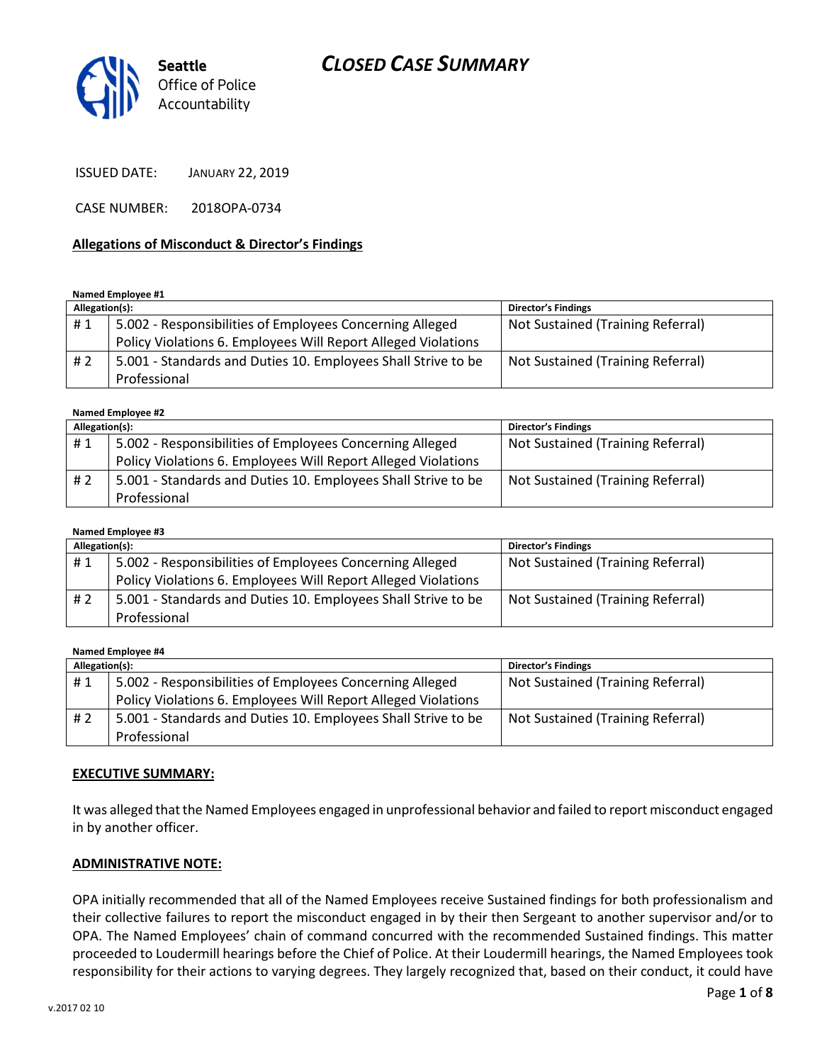# CLOSED CASE SUMMARY

Seattle Office of Police Accountability

ISSUED DATE: JANUARY 22, 2019

CASE NUMBER: 2018OPA-0734

**Allegations of Misconduct & Director's Findings**

**Named Employee #1**

| Allegation(s): | | Director's Findings |
|---|---|---|
| # 1 | 5.002 - Responsibilities of Employees Concerning Alleged Policy Violations 6. Employees Will Report Alleged Violations | Not Sustained (Training Referral) |
| # 2 | 5.001 - Standards and Duties 10. Employees Shall Strive to be Professional | Not Sustained (Training Referral) |

**Named Employee #2**

| Allegation(s): | | Director's Findings |
|---|---|---|
| # 1 | 5.002 - Responsibilities of Employees Concerning Alleged Policy Violations 6. Employees Will Report Alleged Violations | Not Sustained (Training Referral) |
| # 2 | 5.001 - Standards and Duties 10. Employees Shall Strive to be Professional | Not Sustained (Training Referral) |

**Named Employee #3**

| Allegation(s): | | Director's Findings |
|---|---|---|
| # 1 | 5.002 - Responsibilities of Employees Concerning Alleged Policy Violations 6. Employees Will Report Alleged Violations | Not Sustained (Training Referral) |
| # 2 | 5.001 - Standards and Duties 10. Employees Shall Strive to be Professional | Not Sustained (Training Referral) |

**Named Employee #4**

| Allegation(s): | | Director's Findings |
|---|---|---|
| # 1 | 5.002 - Responsibilities of Employees Concerning Alleged Policy Violations 6. Employees Will Report Alleged Violations | Not Sustained (Training Referral) |
| # 2 | 5.001 - Standards and Duties 10. Employees Shall Strive to be Professional | Not Sustained (Training Referral) |

**EXECUTIVE SUMMARY:**

It was alleged that the Named Employees engaged in unprofessional behavior and failed to report misconduct engaged in by another officer.

**ADMINISTRATIVE NOTE:**

OPA initially recommended that all of the Named Employees receive Sustained findings for both professionalism and their collective failures to report the misconduct engaged in by their then Sergeant to another supervisor and/or to OPA. The Named Employees' chain of command concurred with the recommended Sustained findings. This matter proceeded to Loudermill hearings before the Chief of Police. At their Loudermill hearings, the Named Employees took responsibility for their actions to varying degrees. They largely recognized that, based on their conduct, it could have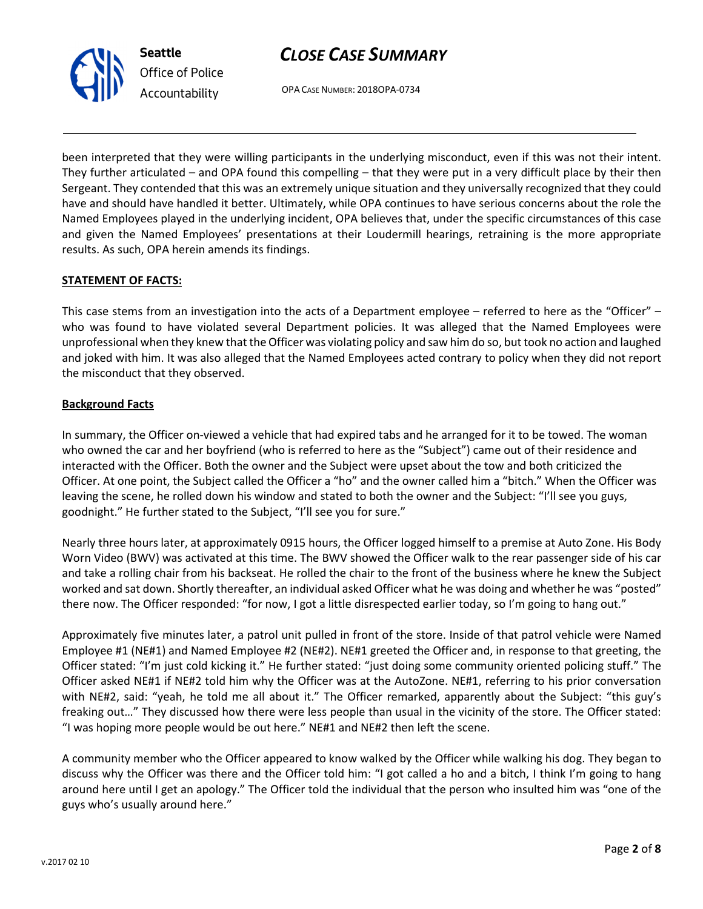been interpreted that they were willing participants in the underlying misconduct, even if this was not their intent. They further articulated – and OPA found this compelling – that they were put in a very difficult place by their then Sergeant. They contended that this was an extremely unique situation and they universally recognized that they could have and should have handled it better. Ultimately, while OPA continues to have serious concerns about the role the Named Employees played in the underlying incident, OPA believes that, under the specific circumstances of this case and given the Named Employees' presentations at their Loudermill hearings, retraining is the more appropriate results. As such, OPA herein amends its findings.

**STATEMENT OF FACTS:**

This case stems from an investigation into the acts of a Department employee – referred to here as the "Officer" – who was found to have violated several Department policies. It was alleged that the Named Employees were unprofessional when they knew that the Officer was violating policy and saw him do so, but took no action and laughed and joked with him. It was also alleged that the Named Employees acted contrary to policy when they did not report the misconduct that they observed.

**Background Facts**

In summary, the Officer on-viewed a vehicle that had expired tabs and he arranged for it to be towed. The woman who owned the car and her boyfriend (who is referred to here as the "Subject") came out of their residence and interacted with the Officer. Both the owner and the Subject were upset about the tow and both criticized the Officer. At one point, the Subject called the Officer a "ho" and the owner called him a "bitch." When the Officer was leaving the scene, he rolled down his window and stated to both the owner and the Subject: "I'll see you guys, goodnight." He further stated to the Subject, "I'll see you for sure."

Nearly three hours later, at approximately 0915 hours, the Officer logged himself to a premise at Auto Zone. His Body Worn Video (BWV) was activated at this time. The BWV showed the Officer walk to the rear passenger side of his car and take a rolling chair from his backseat. He rolled the chair to the front of the business where he knew the Subject worked and sat down. Shortly thereafter, an individual asked Officer what he was doing and whether he was "posted" there now. The Officer responded: "for now, I got a little disrespected earlier today, so I'm going to hang out."

Approximately five minutes later, a patrol unit pulled in front of the store. Inside of that patrol vehicle were Named Employee #1 (NE#1) and Named Employee #2 (NE#2). NE#1 greeted the Officer and, in response to that greeting, the Officer stated: "I'm just cold kicking it." He further stated: "just doing some community oriented policing stuff." The Officer asked NE#1 if NE#2 told him why the Officer was at the AutoZone. NE#1, referring to his prior conversation with NE#2, said: "yeah, he told me all about it." The Officer remarked, apparently about the Subject: "this guy's freaking out…" They discussed how there were less people than usual in the vicinity of the store. The Officer stated: "I was hoping more people would be out here." NE#1 and NE#2 then left the scene.

A community member who the Officer appeared to know walked by the Officer while walking his dog. They began to discuss why the Officer was there and the Officer told him: "I got called a ho and a bitch, I think I'm going to hang around here until I get an apology." The Officer told the individual that the person who insulted him was "one of the guys who's usually around here."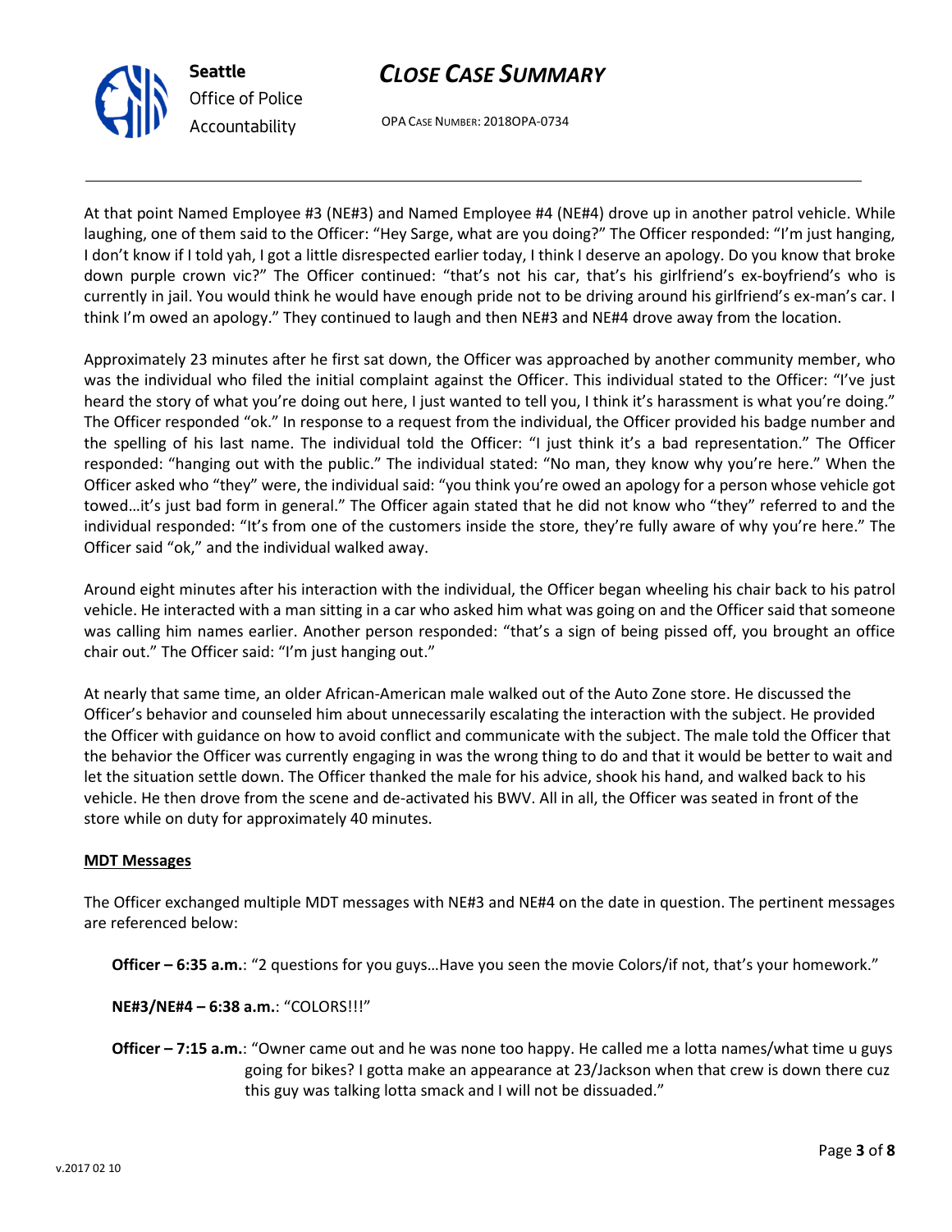At that point Named Employee #3 (NE#3) and Named Employee #4 (NE#4) drove up in another patrol vehicle. While laughing, one of them said to the Officer: "Hey Sarge, what are you doing?" The Officer responded: "I'm just hanging, I don't know if I told yah, I got a little disrespected earlier today, I think I deserve an apology. Do you know that broke down purple crown vic?" The Officer continued: "that's not his car, that's his girlfriend's ex-boyfriend's who is currently in jail. You would think he would have enough pride not to be driving around his girlfriend's ex-man's car. I think I'm owed an apology." They continued to laugh and then NE#3 and NE#4 drove away from the location.

Approximately 23 minutes after he first sat down, the Officer was approached by another community member, who was the individual who filed the initial complaint against the Officer. This individual stated to the Officer: "I've just heard the story of what you're doing out here, I just wanted to tell you, I think it's harassment is what you're doing." The Officer responded "ok." In response to a request from the individual, the Officer provided his badge number and the spelling of his last name. The individual told the Officer: "I just think it's a bad representation." The Officer responded: "hanging out with the public." The individual stated: "No man, they know why you're here." When the Officer asked who "they" were, the individual said: "you think you're owed an apology for a person whose vehicle got towed…it's just bad form in general." The Officer again stated that he did not know who "they" referred to and the individual responded: "It's from one of the customers inside the store, they're fully aware of why you're here." The Officer said "ok," and the individual walked away.

Around eight minutes after his interaction with the individual, the Officer began wheeling his chair back to his patrol vehicle. He interacted with a man sitting in a car who asked him what was going on and the Officer said that someone was calling him names earlier. Another person responded: "that's a sign of being pissed off, you brought an office chair out." The Officer said: "I'm just hanging out."

At nearly that same time, an older African-American male walked out of the Auto Zone store. He discussed the Officer's behavior and counseled him about unnecessarily escalating the interaction with the subject. He provided the Officer with guidance on how to avoid conflict and communicate with the subject. The male told the Officer that the behavior the Officer was currently engaging in was the wrong thing to do and that it would be better to wait and let the situation settle down. The Officer thanked the male for his advice, shook his hand, and walked back to his vehicle. He then drove from the scene and de-activated his BWV. All in all, the Officer was seated in front of the store while on duty for approximately 40 minutes.

**MDT Messages**

The Officer exchanged multiple MDT messages with NE#3 and NE#4 on the date in question. The pertinent messages are referenced below:

**Officer – 6:35 a.m.**: "2 questions for you guys…Have you seen the movie Colors/if not, that's your homework."

**NE#3/NE#4 – 6:38 a.m.**: "COLORS!!!"

**Officer – 7:15 a.m.**: "Owner came out and he was none too happy. He called me a lotta names/what time u guys going for bikes? I gotta make an appearance at 23/Jackson when that crew is down there cuz this guy was talking lotta smack and I will not be dissuaded."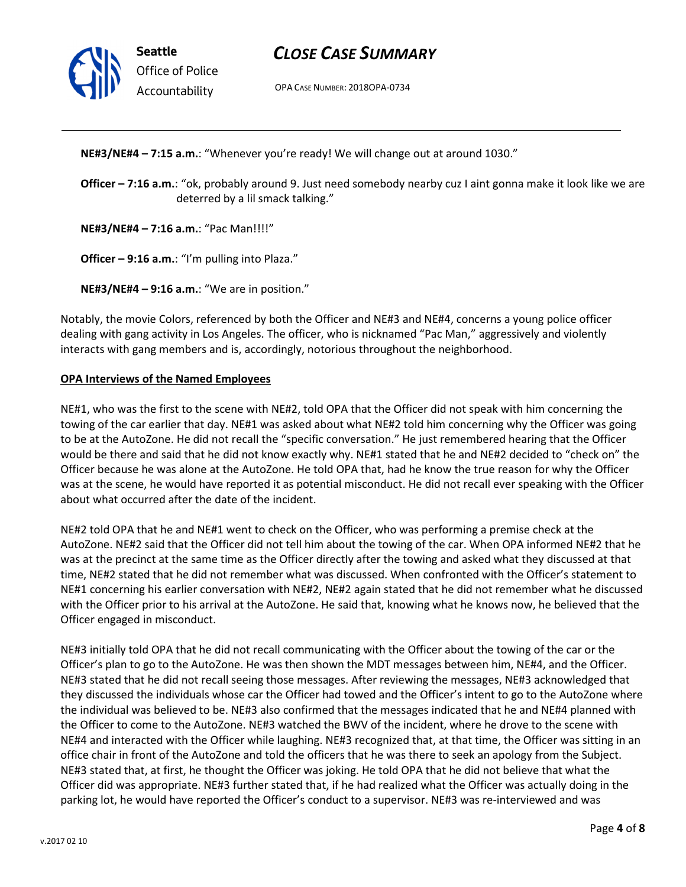**NE#3/NE#4 – 7:15 a.m.**: "Whenever you're ready! We will change out at around 1030."

**Officer – 7:16 a.m.**: "ok, probably around 9. Just need somebody nearby cuz I aint gonna make it look like we are deterred by a lil smack talking."

**NE#3/NE#4 – 7:16 a.m.**: "Pac Man!!!!"

**Officer – 9:16 a.m.**: "I'm pulling into Plaza."

**NE#3/NE#4 – 9:16 a.m.**: "We are in position."

Notably, the movie Colors, referenced by both the Officer and NE#3 and NE#4, concerns a young police officer dealing with gang activity in Los Angeles. The officer, who is nicknamed "Pac Man," aggressively and violently interacts with gang members and is, accordingly, notorious throughout the neighborhood.

**OPA Interviews of the Named Employees**

NE#1, who was the first to the scene with NE#2, told OPA that the Officer did not speak with him concerning the towing of the car earlier that day. NE#1 was asked about what NE#2 told him concerning why the Officer was going to be at the AutoZone. He did not recall the "specific conversation." He just remembered hearing that the Officer would be there and said that he did not know exactly why. NE#1 stated that he and NE#2 decided to "check on" the Officer because he was alone at the AutoZone. He told OPA that, had he know the true reason for why the Officer was at the scene, he would have reported it as potential misconduct. He did not recall ever speaking with the Officer about what occurred after the date of the incident.

NE#2 told OPA that he and NE#1 went to check on the Officer, who was performing a premise check at the AutoZone. NE#2 said that the Officer did not tell him about the towing of the car. When OPA informed NE#2 that he was at the precinct at the same time as the Officer directly after the towing and asked what they discussed at that time, NE#2 stated that he did not remember what was discussed. When confronted with the Officer's statement to NE#1 concerning his earlier conversation with NE#2, NE#2 again stated that he did not remember what he discussed with the Officer prior to his arrival at the AutoZone. He said that, knowing what he knows now, he believed that the Officer engaged in misconduct.

NE#3 initially told OPA that he did not recall communicating with the Officer about the towing of the car or the Officer's plan to go to the AutoZone. He was then shown the MDT messages between him, NE#4, and the Officer. NE#3 stated that he did not recall seeing those messages. After reviewing the messages, NE#3 acknowledged that they discussed the individuals whose car the Officer had towed and the Officer's intent to go to the AutoZone where the individual was believed to be. NE#3 also confirmed that the messages indicated that he and NE#4 planned with the Officer to come to the AutoZone. NE#3 watched the BWV of the incident, where he drove to the scene with NE#4 and interacted with the Officer while laughing. NE#3 recognized that, at that time, the Officer was sitting in an office chair in front of the AutoZone and told the officers that he was there to seek an apology from the Subject. NE#3 stated that, at first, he thought the Officer was joking. He told OPA that he did not believe that what the Officer did was appropriate. NE#3 further stated that, if he had realized what the Officer was actually doing in the parking lot, he would have reported the Officer's conduct to a supervisor. NE#3 was re-interviewed and was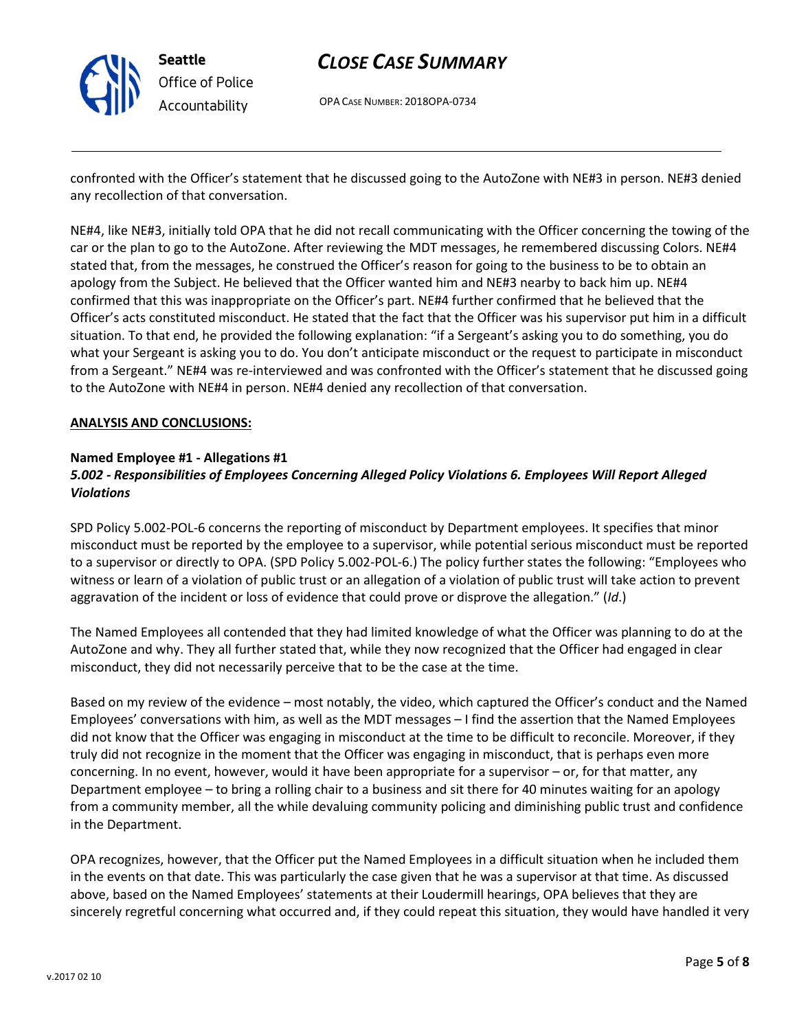confronted with the Officer's statement that he discussed going to the AutoZone with NE#3 in person. NE#3 denied any recollection of that conversation.

NE#4, like NE#3, initially told OPA that he did not recall communicating with the Officer concerning the towing of the car or the plan to go to the AutoZone. After reviewing the MDT messages, he remembered discussing Colors. NE#4 stated that, from the messages, he construed the Officer's reason for going to the business to be to obtain an apology from the Subject. He believed that the Officer wanted him and NE#3 nearby to back him up. NE#4 confirmed that this was inappropriate on the Officer's part. NE#4 further confirmed that he believed that the Officer's acts constituted misconduct. He stated that the fact that the Officer was his supervisor put him in a difficult situation. To that end, he provided the following explanation: "if a Sergeant's asking you to do something, you do what your Sergeant is asking you to do. You don't anticipate misconduct or the request to participate in misconduct from a Sergeant." NE#4 was re-interviewed and was confronted with the Officer's statement that he discussed going to the AutoZone with NE#4 in person. NE#4 denied any recollection of that conversation.

**ANALYSIS AND CONCLUSIONS:**

**Named Employee #1 - Allegations #1**
***5.002 - Responsibilities of Employees Concerning Alleged Policy Violations 6. Employees Will Report Alleged Violations***

SPD Policy 5.002-POL-6 concerns the reporting of misconduct by Department employees. It specifies that minor misconduct must be reported by the employee to a supervisor, while potential serious misconduct must be reported to a supervisor or directly to OPA. (SPD Policy 5.002-POL-6.) The policy further states the following: "Employees who witness or learn of a violation of public trust or an allegation of a violation of public trust will take action to prevent aggravation of the incident or loss of evidence that could prove or disprove the allegation." (*Id*.)

The Named Employees all contended that they had limited knowledge of what the Officer was planning to do at the AutoZone and why. They all further stated that, while they now recognized that the Officer had engaged in clear misconduct, they did not necessarily perceive that to be the case at the time.

Based on my review of the evidence – most notably, the video, which captured the Officer's conduct and the Named Employees' conversations with him, as well as the MDT messages – I find the assertion that the Named Employees did not know that the Officer was engaging in misconduct at the time to be difficult to reconcile. Moreover, if they truly did not recognize in the moment that the Officer was engaging in misconduct, that is perhaps even more concerning. In no event, however, would it have been appropriate for a supervisor – or, for that matter, any Department employee – to bring a rolling chair to a business and sit there for 40 minutes waiting for an apology from a community member, all the while devaluing community policing and diminishing public trust and confidence in the Department.

OPA recognizes, however, that the Officer put the Named Employees in a difficult situation when he included them in the events on that date. This was particularly the case given that he was a supervisor at that time. As discussed above, based on the Named Employees' statements at their Loudermill hearings, OPA believes that they are sincerely regretful concerning what occurred and, if they could repeat this situation, they would have handled it very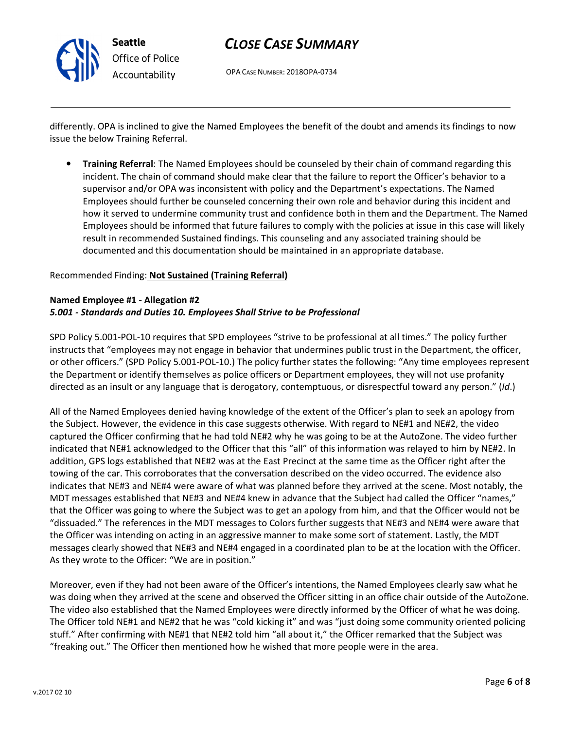differently. OPA is inclined to give the Named Employees the benefit of the doubt and amends its findings to now issue the below Training Referral.

- **Training Referral**: The Named Employees should be counseled by their chain of command regarding this incident. The chain of command should make clear that the failure to report the Officer's behavior to a supervisor and/or OPA was inconsistent with policy and the Department's expectations. The Named Employees should further be counseled concerning their own role and behavior during this incident and how it served to undermine community trust and confidence both in them and the Department. The Named Employees should be informed that future failures to comply with the policies at issue in this case will likely result in recommended Sustained findings. This counseling and any associated training should be documented and this documentation should be maintained in an appropriate database.

Recommended Finding: **Not Sustained (Training Referral)**

**Named Employee #1 - Allegation #2**
***5.001 - Standards and Duties 10. Employees Shall Strive to be Professional***

SPD Policy 5.001-POL-10 requires that SPD employees "strive to be professional at all times." The policy further instructs that "employees may not engage in behavior that undermines public trust in the Department, the officer, or other officers." (SPD Policy 5.001-POL-10.) The policy further states the following: "Any time employees represent the Department or identify themselves as police officers or Department employees, they will not use profanity directed as an insult or any language that is derogatory, contemptuous, or disrespectful toward any person." (*Id*.)

All of the Named Employees denied having knowledge of the extent of the Officer's plan to seek an apology from the Subject. However, the evidence in this case suggests otherwise. With regard to NE#1 and NE#2, the video captured the Officer confirming that he had told NE#2 why he was going to be at the AutoZone. The video further indicated that NE#1 acknowledged to the Officer that this "all" of this information was relayed to him by NE#2. In addition, GPS logs established that NE#2 was at the East Precinct at the same time as the Officer right after the towing of the car. This corroborates that the conversation described on the video occurred. The evidence also indicates that NE#3 and NE#4 were aware of what was planned before they arrived at the scene. Most notably, the MDT messages established that NE#3 and NE#4 knew in advance that the Subject had called the Officer "names," that the Officer was going to where the Subject was to get an apology from him, and that the Officer would not be "dissuaded." The references in the MDT messages to Colors further suggests that NE#3 and NE#4 were aware that the Officer was intending on acting in an aggressive manner to make some sort of statement. Lastly, the MDT messages clearly showed that NE#3 and NE#4 engaged in a coordinated plan to be at the location with the Officer. As they wrote to the Officer: "We are in position."

Moreover, even if they had not been aware of the Officer's intentions, the Named Employees clearly saw what he was doing when they arrived at the scene and observed the Officer sitting in an office chair outside of the AutoZone. The video also established that the Named Employees were directly informed by the Officer of what he was doing. The Officer told NE#1 and NE#2 that he was "cold kicking it" and was "just doing some community oriented policing stuff." After confirming with NE#1 that NE#2 told him "all about it," the Officer remarked that the Subject was "freaking out." The Officer then mentioned how he wished that more people were in the area.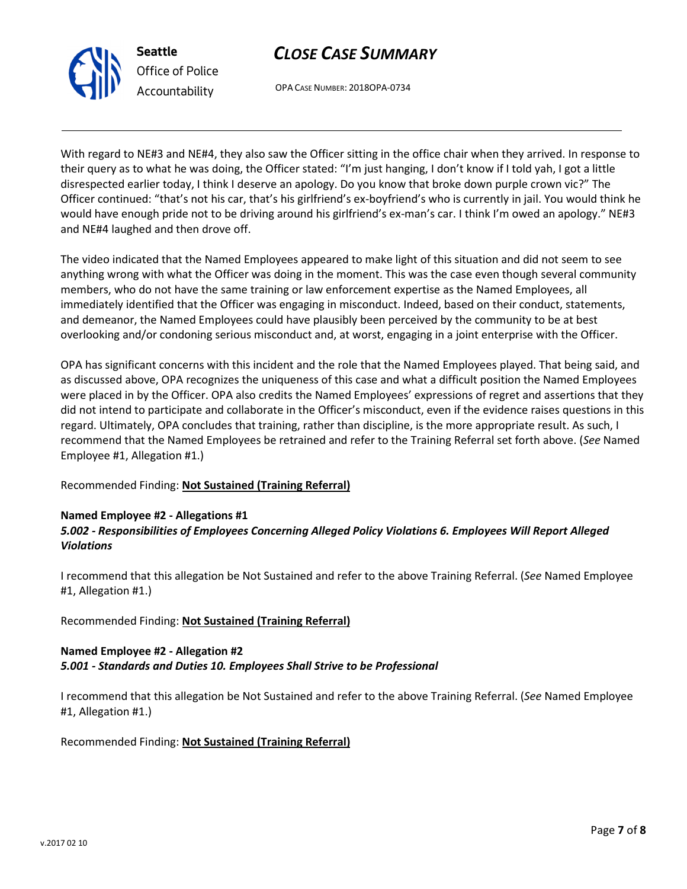With regard to NE#3 and NE#4, they also saw the Officer sitting in the office chair when they arrived. In response to their query as to what he was doing, the Officer stated: "I'm just hanging, I don't know if I told yah, I got a little disrespected earlier today, I think I deserve an apology. Do you know that broke down purple crown vic?" The Officer continued: "that's not his car, that's his girlfriend's ex-boyfriend's who is currently in jail. You would think he would have enough pride not to be driving around his girlfriend's ex-man's car. I think I'm owed an apology." NE#3 and NE#4 laughed and then drove off.

The video indicated that the Named Employees appeared to make light of this situation and did not seem to see anything wrong with what the Officer was doing in the moment. This was the case even though several community members, who do not have the same training or law enforcement expertise as the Named Employees, all immediately identified that the Officer was engaging in misconduct. Indeed, based on their conduct, statements, and demeanor, the Named Employees could have plausibly been perceived by the community to be at best overlooking and/or condoning serious misconduct and, at worst, engaging in a joint enterprise with the Officer.

OPA has significant concerns with this incident and the role that the Named Employees played. That being said, and as discussed above, OPA recognizes the uniqueness of this case and what a difficult position the Named Employees were placed in by the Officer. OPA also credits the Named Employees' expressions of regret and assertions that they did not intend to participate and collaborate in the Officer's misconduct, even if the evidence raises questions in this regard. Ultimately, OPA concludes that training, rather than discipline, is the more appropriate result. As such, I recommend that the Named Employees be retrained and refer to the Training Referral set forth above. (*See* Named Employee #1, Allegation #1.)

Recommended Finding: **Not Sustained (Training Referral)**

**Named Employee #2 - Allegations #1**
***5.002 - Responsibilities of Employees Concerning Alleged Policy Violations 6. Employees Will Report Alleged Violations***

I recommend that this allegation be Not Sustained and refer to the above Training Referral. (*See* Named Employee #1, Allegation #1.)

Recommended Finding: **Not Sustained (Training Referral)**

**Named Employee #2 - Allegation #2**
***5.001 - Standards and Duties 10. Employees Shall Strive to be Professional***

I recommend that this allegation be Not Sustained and refer to the above Training Referral. (*See* Named Employee #1, Allegation #1.)

Recommended Finding: **Not Sustained (Training Referral)**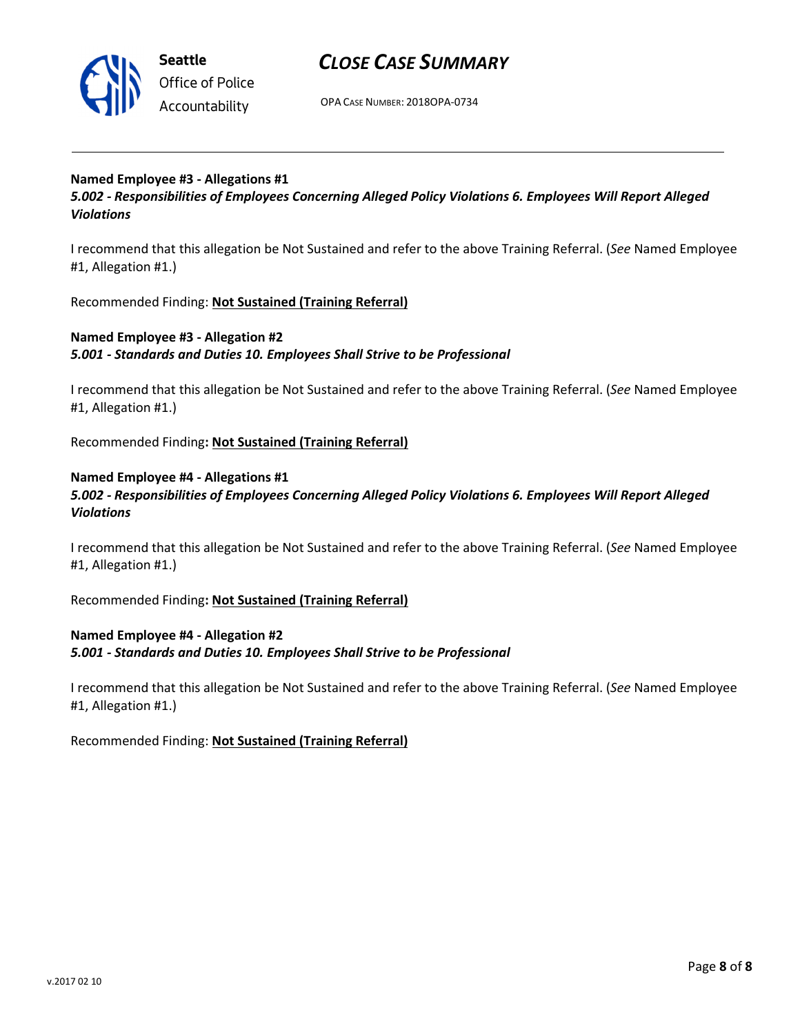**Named Employee #3 - Allegations #1**
***5.002 - Responsibilities of Employees Concerning Alleged Policy Violations 6. Employees Will Report Alleged Violations***

I recommend that this allegation be Not Sustained and refer to the above Training Referral. (*See* Named Employee #1, Allegation #1.)

Recommended Finding: **Not Sustained (Training Referral)**

**Named Employee #3 - Allegation #2**
***5.001 - Standards and Duties 10. Employees Shall Strive to be Professional***

I recommend that this allegation be Not Sustained and refer to the above Training Referral. (*See* Named Employee #1, Allegation #1.)

Recommended Finding**: Not Sustained (Training Referral)**

**Named Employee #4 - Allegations #1**
***5.002 - Responsibilities of Employees Concerning Alleged Policy Violations 6. Employees Will Report Alleged Violations***

I recommend that this allegation be Not Sustained and refer to the above Training Referral. (*See* Named Employee #1, Allegation #1.)

Recommended Finding**: Not Sustained (Training Referral)**

**Named Employee #4 - Allegation #2**
***5.001 - Standards and Duties 10. Employees Shall Strive to be Professional***

I recommend that this allegation be Not Sustained and refer to the above Training Referral. (*See* Named Employee #1, Allegation #1.)

Recommended Finding: **Not Sustained (Training Referral)**